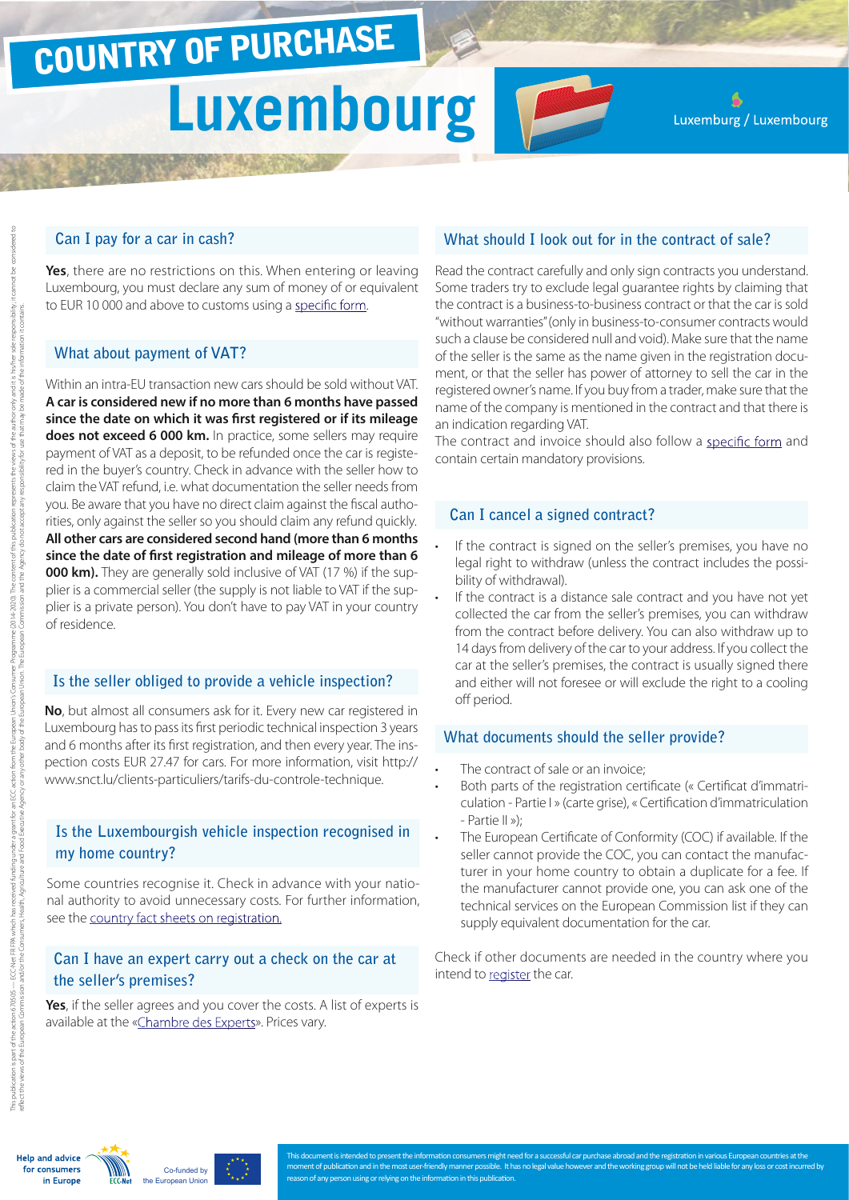# COUNTRY OF PURCHASE

# Luxembourg

Luxemburg / Luxembourg

## Can I pay for a car in cash?

**Yes**, there are no restrictions on this. When entering or leaving Luxembourg, you must declare any sum of money of or equivalent to EUR 10 000 and above to customs using a specific form.

## What about payment of VAT?

Within an intra-EU transaction new cars should be sold without VAT. **A car is considered new if no more than 6 months have passed since the date on which it was first registered or if its mileage does not exceed 6 000 km.** In practice, some sellers may require payment of VAT as a deposit, to be refunded once the car is registered in the buyer's country. Check in advance with the seller how to claim the VAT refund, i.e. what documentation the seller needs from you. Be aware that you have no direct claim against the fiscal authorities, only against the seller so you should claim any refund quickly. **All other cars are considered second hand (more than 6 months since the date of first registration and mileage of more than 6 000 km).** They are generally sold inclusive of VAT (17 %) if the supplier is a commercial seller (the supply is not liable to VAT if the supplier is a private person). You don't have to pay VAT in your country of residence.

## Is the seller obliged to provide a vehicle inspection?

**No**, but almost all consumers ask for it. Every new car registered in Luxembourg has to pass its first periodic technical inspection 3 years and 6 months after its first registration, and then every year. The inspection costs EUR 27.47 for cars. For more information, visit http://www.snct.lu/clients-particuliers/tarifs-du-controle-technique.

## Is the Luxembourgish vehicle inspection recognised in my home country?

Some countries recognise it. Check in advance with your national authority to avoid unnecessary costs. For further information, see the country fact sheets on registration.

## Can I have an expert carry out a check on the car at the seller's premises?

**Yes**, if the seller agrees and you cover the costs. A list of experts is available at the «Chambre des Experts». Prices vary.

## What should I look out for in the contract of sale?

Read the contract carefully and only sign contracts you understand. Some traders try to exclude legal guarantee rights by claiming that the contract is a business-to-business contract or that the car is sold "without warranties" (only in business-to-consumer contracts would such a clause be considered null and void). Make sure that the name of the seller is the same as the name given in the registration document, or that the seller has power of attorney to sell the car in the registered owner's name. If you buy from a trader, make sure that the name of the company is mentioned in the contract and that there is an indication regarding VAT.

The contract and invoice should also follow a specific form and contain certain mandatory provisions.

## Can I cancel a signed contract?

- If the contract is signed on the seller's premises, you have no legal right to withdraw (unless the contract includes the possibility of withdrawal).
- If the contract is a distance sale contract and you have not yet collected the car from the seller's premises, you can withdraw from the contract before delivery. You can also withdraw up to 14 days from delivery of the car to your address. If you collect the car at the seller's premises, the contract is usually signed there and either will not foresee or will exclude the right to a cooling off period.

## What documents should the seller provide?

- The contract of sale or an invoice;
- Both parts of the registration certificate (« Certificat d'immatriculation - Partie I » (carte grise), « Certification d'immatriculation - Partie II »);
- The European Certificate of Conformity (COC) if available. If the seller cannot provide the COC, you can contact the manufacturer in your home country to obtain a duplicate for a fee. If the manufacturer cannot provide one, you can ask one of the technical services on the European Commission list if they can supply equivalent documentation for the car.

Check if other documents are needed in the country where you intend to register the car.

This document is intended to present the information consumers might need for a successful car purchase abroad and the registration in various European countries at the moment of publication and in the most user-friendly manner possible. It has no legal value however and the working group will not be held liable for any loss or cost incurred by reason of any person using or relying on the information in this publication.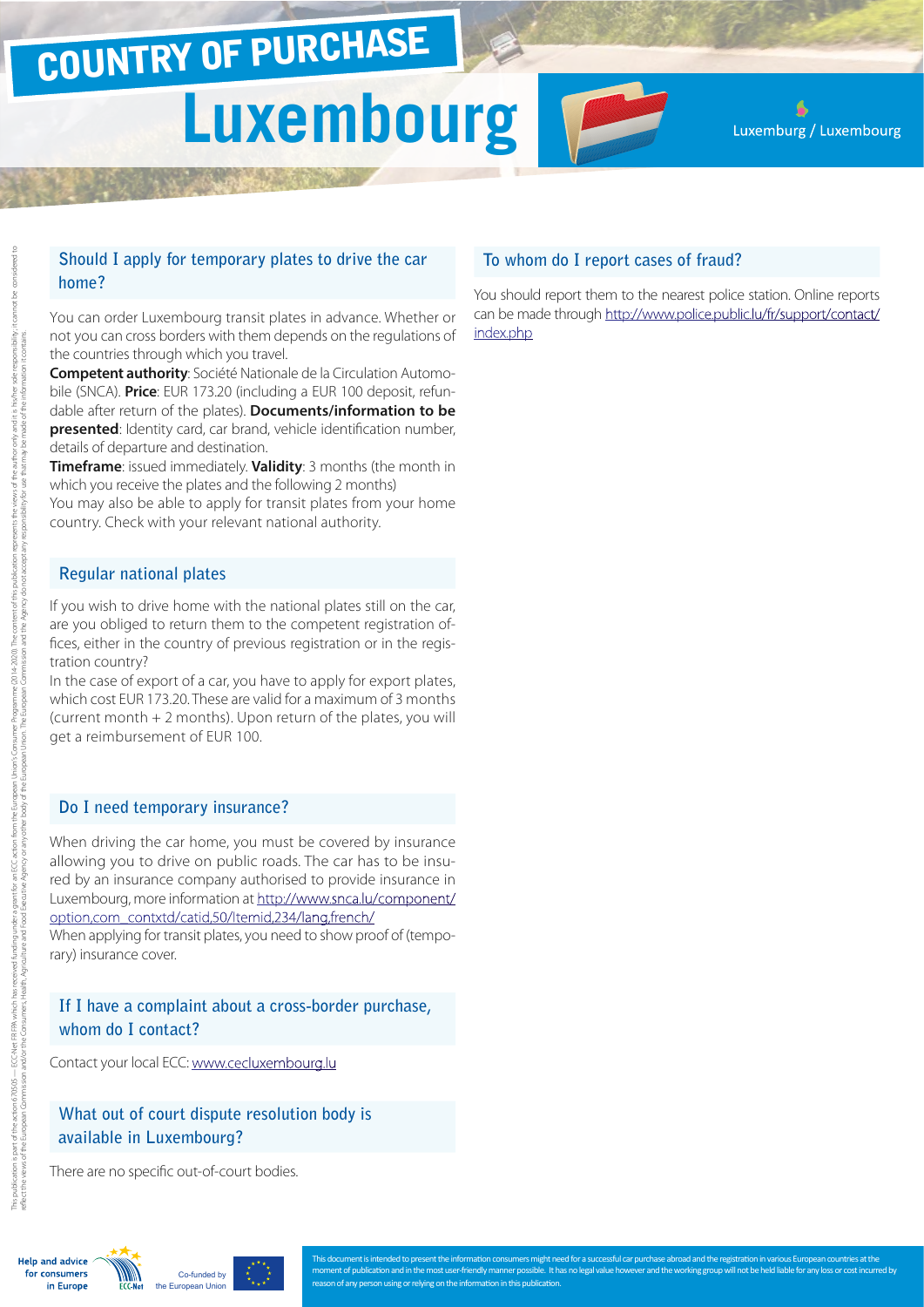# COUNTRY OF PURCHASE

# Luxembourg

Luxemburg / Luxembourg

## Should I apply for temporary plates to drive the car home?

You can order Luxembourg transit plates in advance. Whether or not you can cross borders with them depends on the regulations of the countries through which you travel.

**Competent authority**: Société Nationale de la Circulation Automobile (SNCA). **Price**: EUR 173.20 (including a EUR 100 deposit, refundable after return of the plates). **Documents/information to be presented**: Identity card, car brand, vehicle identification number, details of departure and destination.

**Timeframe**: issued immediately. **Validity**: 3 months (the month in which you receive the plates and the following 2 months)

You may also be able to apply for transit plates from your home country. Check with your relevant national authority.

## Regular national plates

If you wish to drive home with the national plates still on the car, are you obliged to return them to the competent registration offices, either in the country of previous registration or in the registration country?

In the case of export of a car, you have to apply for export plates, which cost EUR 173.20. These are valid for a maximum of 3 months (current month + 2 months). Upon return of the plates, you will get a reimbursement of EUR 100.

## Do I need temporary insurance?

When driving the car home, you must be covered by insurance allowing you to drive on public roads. The car has to be insured by an insurance company authorised to provide insurance in Luxembourg, more information at http://www.snca.lu/component/option,com_contxtd/catid,50/Itemid,234/lang,french/

When applying for transit plates, you need to show proof of (temporary) insurance cover.

## If I have a complaint about a cross-border purchase, whom do I contact?

Contact your local ECC: www.cecluxembourg.lu

## What out of court dispute resolution body is available in Luxembourg?

There are no specific out-of-court bodies.

## To whom do I report cases of fraud?

You should report them to the nearest police station. Online reports can be made through http://www.police.public.lu/fr/support/contact/index.php

This publication is part of the action 670505 — ECC-Net FR FPA which has received funding under a grant for an ECC action from the European Union's Consumer Programme (2014-2020). The content of this publication represents the views of the author only and it is his/her sole responsibility; it cannot be considered to reflect the views of the European Commission and/or the Consumers, Health, Agriculture and Food Executive Agency or any other body of the European Union. The European Commission and the Agency do not accept any responsibility for use that may be made of the information it contains.

Help and advice for consumers in Europe

ECC-Net

Co-funded by the European Union

This document is intended to present the information consumers might need for a successful car purchase abroad and the registration in various European countries at the moment of publication and in the most user-friendly manner possible. It has no legal value however and the working group will not be held liable for any loss or cost incurred by reason of any person using or relying on the information in this publication.